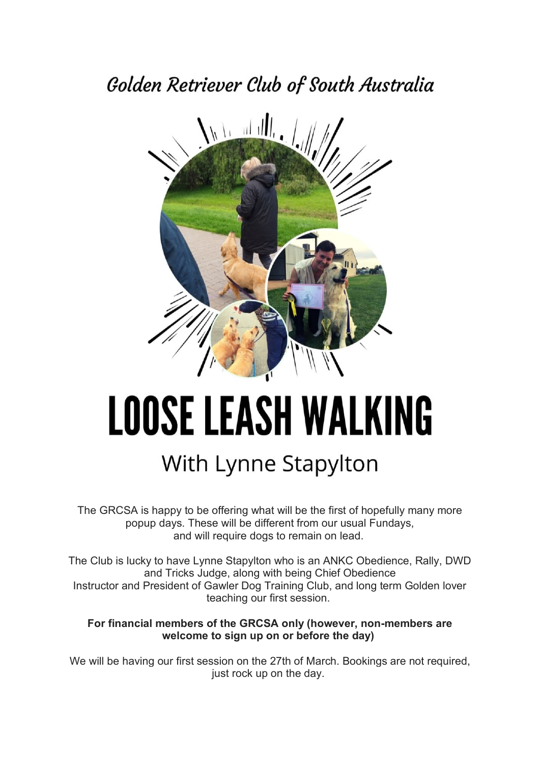# Golden Retriever Club of South Australia

# LOOSE LEASH WALKING

## With Lynne Stapylton

The GRCSA is happy to be offering what will be the first of hopefully many more popup days. These will be different from our usual Fundays, and will require dogs to remain on lead.

The Club is lucky to have Lynne Stapylton who is an ANKC Obedience, Rally, DWD and Tricks Judge, along with being Chief Obedience Instructor and President of Gawler Dog Training Club, and long term Golden lover teaching our first session.

**For financial members of the GRCSA only (however, non-members are welcome to sign up on or before the day)**

We will be having our first session on the 27th of March. Bookings are not required, just rock up on the day.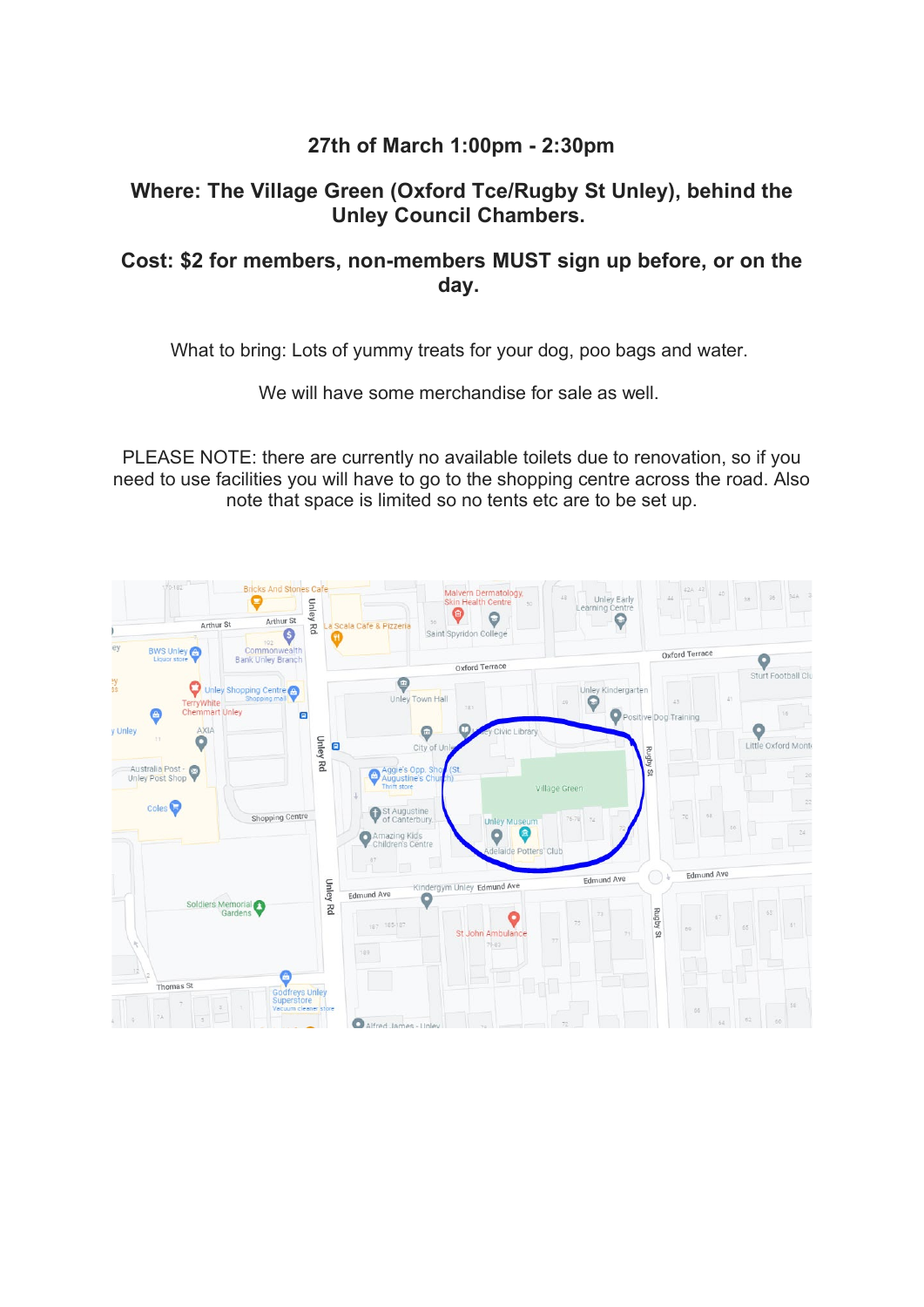**27th of March 1:00pm - 2:30pm**

**Where: The Village Green (Oxford Tce/Rugby St Unley), behind the Unley Council Chambers.**

**Cost: $2 for members, non-members MUST sign up before, or on the day.**

What to bring: Lots of yummy treats for your dog, poo bags and water.

We will have some merchandise for sale as well.

PLEASE NOTE: there are currently no available toilets due to renovation, so if you need to use facilities you will have to go to the shopping centre across the road. Also note that space is limited so no tents etc are to be set up.